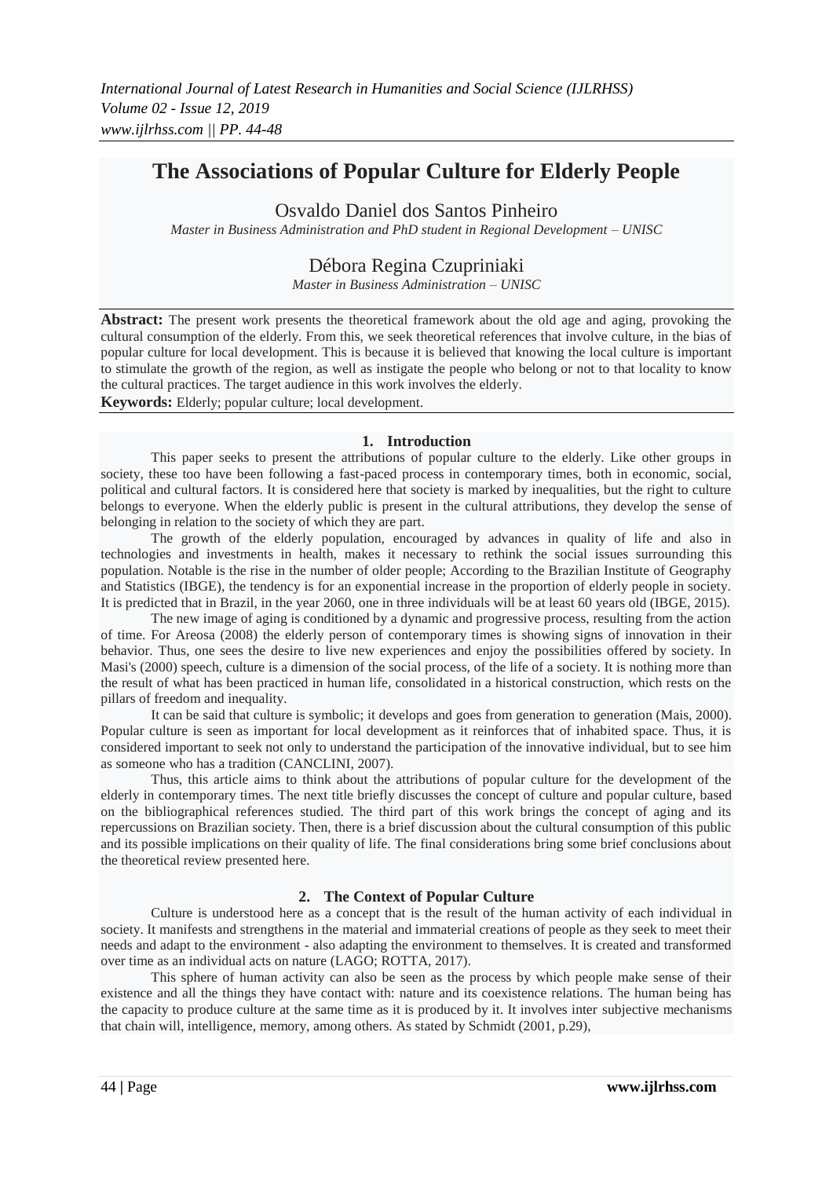# The Associations of Popular Culture for Elderly People

Osvaldo Daniel dos Santos Pinheiro

*Master in Business Administration and PhD student in Regional Development – UNISC*

Débora Regina Czupriniaki

*Master in Business Administration – UNISC*

**Abstract:** The present work presents the theoretical framework about the old age and aging, provoking the cultural consumption of the elderly. From this, we seek theoretical references that involve culture, in the bias of popular culture for local development. This is because it is believed that knowing the local culture is important to stimulate the growth of the region, as well as instigate the people who belong or not to that locality to know the cultural practices. The target audience in this work involves the elderly.

**Keywords:** Elderly; popular culture; local development.

## 1. Introduction

This paper seeks to present the attributions of popular culture to the elderly. Like other groups in society, these too have been following a fast-paced process in contemporary times, both in economic, social, political and cultural factors. It is considered here that society is marked by inequalities, but the right to culture belongs to everyone. When the elderly public is present in the cultural attributions, they develop the sense of belonging in relation to the society of which they are part.

The growth of the elderly population, encouraged by advances in quality of life and also in technologies and investments in health, makes it necessary to rethink the social issues surrounding this population. Notable is the rise in the number of older people; According to the Brazilian Institute of Geography and Statistics (IBGE), the tendency is for an exponential increase in the proportion of elderly people in society. It is predicted that in Brazil, in the year 2060, one in three individuals will be at least 60 years old (IBGE, 2015).

The new image of aging is conditioned by a dynamic and progressive process, resulting from the action of time. For Areosa (2008) the elderly person of contemporary times is showing signs of innovation in their behavior. Thus, one sees the desire to live new experiences and enjoy the possibilities offered by society. In Masi's (2000) speech, culture is a dimension of the social process, of the life of a society. It is nothing more than the result of what has been practiced in human life, consolidated in a historical construction, which rests on the pillars of freedom and inequality.

It can be said that culture is symbolic; it develops and goes from generation to generation (Mais, 2000). Popular culture is seen as important for local development as it reinforces that of inhabited space. Thus, it is considered important to seek not only to understand the participation of the innovative individual, but to see him as someone who has a tradition (CANCLINI, 2007).

Thus, this article aims to think about the attributions of popular culture for the development of the elderly in contemporary times. The next title briefly discusses the concept of culture and popular culture, based on the bibliographical references studied. The third part of this work brings the concept of aging and its repercussions on Brazilian society. Then, there is a brief discussion about the cultural consumption of this public and its possible implications on their quality of life. The final considerations bring some brief conclusions about the theoretical review presented here.

## 2. The Context of Popular Culture

Culture is understood here as a concept that is the result of the human activity of each individual in society. It manifests and strengthens in the material and immaterial creations of people as they seek to meet their needs and adapt to the environment - also adapting the environment to themselves. It is created and transformed over time as an individual acts on nature (LAGO; ROTTA, 2017).

This sphere of human activity can also be seen as the process by which people make sense of their existence and all the things they have contact with: nature and its coexistence relations. The human being has the capacity to produce culture at the same time as it is produced by it. It involves inter subjective mechanisms that chain will, intelligence, memory, among others. As stated by Schmidt (2001, p.29),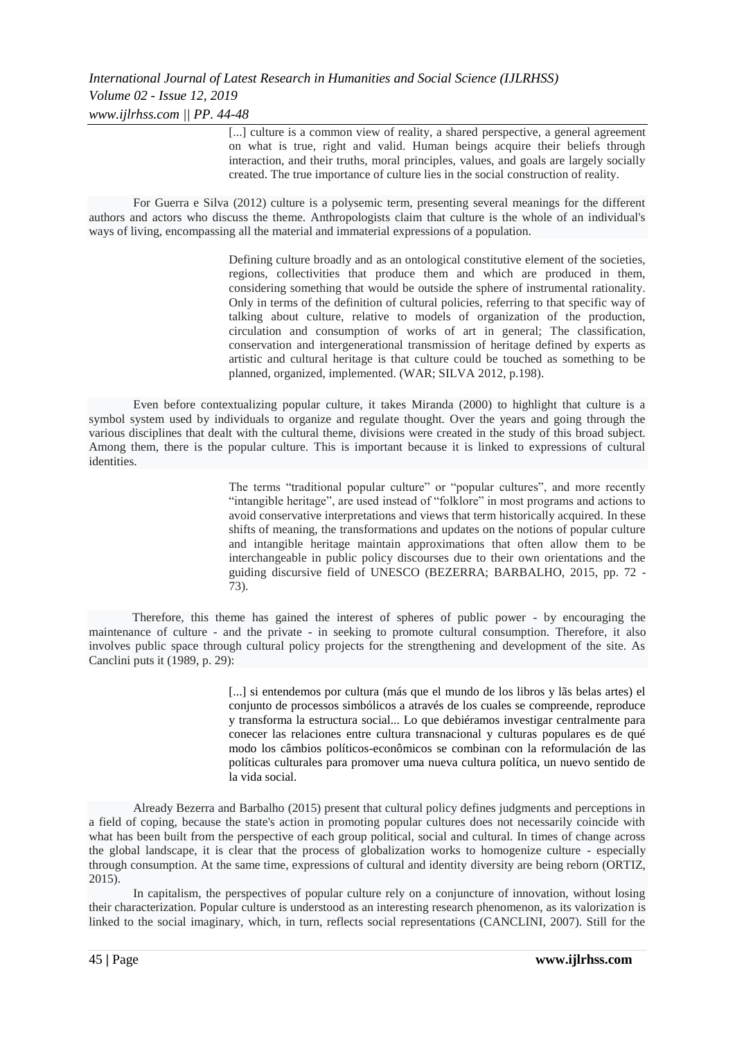> [...] culture is a common view of reality, a shared perspective, a general agreement on what is true, right and valid. Human beings acquire their beliefs through interaction, and their truths, moral principles, values, and goals are largely socially created. The true importance of culture lies in the social construction of reality.

For Guerra e Silva (2012) culture is a polysemic term, presenting several meanings for the different authors and actors who discuss the theme. Anthropologists claim that culture is the whole of an individual's ways of living, encompassing all the material and immaterial expressions of a population.

> Defining culture broadly and as an ontological constitutive element of the societies, regions, collectivities that produce them and which are produced in them, considering something that would be outside the sphere of instrumental rationality. Only in terms of the definition of cultural policies, referring to that specific way of talking about culture, relative to models of organization of the production, circulation and consumption of works of art in general; The classification, conservation and intergenerational transmission of heritage defined by experts as artistic and cultural heritage is that culture could be touched as something to be planned, organized, implemented. (WAR; SILVA 2012, p.198).

Even before contextualizing popular culture, it takes Miranda (2000) to highlight that culture is a symbol system used by individuals to organize and regulate thought. Over the years and going through the various disciplines that dealt with the cultural theme, divisions were created in the study of this broad subject. Among them, there is the popular culture. This is important because it is linked to expressions of cultural identities.

> The terms "traditional popular culture" or "popular cultures", and more recently "intangible heritage", are used instead of "folklore" in most programs and actions to avoid conservative interpretations and views that term historically acquired. In these shifts of meaning, the transformations and updates on the notions of popular culture and intangible heritage maintain approximations that often allow them to be interchangeable in public policy discourses due to their own orientations and the guiding discursive field of UNESCO (BEZERRA; BARBALHO, 2015, pp. 72 - 73).

Therefore, this theme has gained the interest of spheres of public power - by encouraging the maintenance of culture - and the private - in seeking to promote cultural consumption. Therefore, it also involves public space through cultural policy projects for the strengthening and development of the site. As Canclini puts it (1989, p. 29):

> [...] si entendemos por cultura (más que el mundo de los libros y lãs belas artes) el conjunto de processos simbólicos a través de los cuales se compreende, reproduce y transforma la estructura social... Lo que debiéramos investigar centralmente para conecer las relaciones entre cultura transnacional y culturas populares es de qué modo los câmbios políticos-econômicos se combinan con la reformulación de las políticas culturales para promover uma nueva cultura política, un nuevo sentido de la vida social.

Already Bezerra and Barbalho (2015) present that cultural policy defines judgments and perceptions in a field of coping, because the state's action in promoting popular cultures does not necessarily coincide with what has been built from the perspective of each group political, social and cultural. In times of change across the global landscape, it is clear that the process of globalization works to homogenize culture - especially through consumption. At the same time, expressions of cultural and identity diversity are being reborn (ORTIZ, 2015).

In capitalism, the perspectives of popular culture rely on a conjuncture of innovation, without losing their characterization. Popular culture is understood as an interesting research phenomenon, as its valorization is linked to the social imaginary, which, in turn, reflects social representations (CANCLINI, 2007). Still for the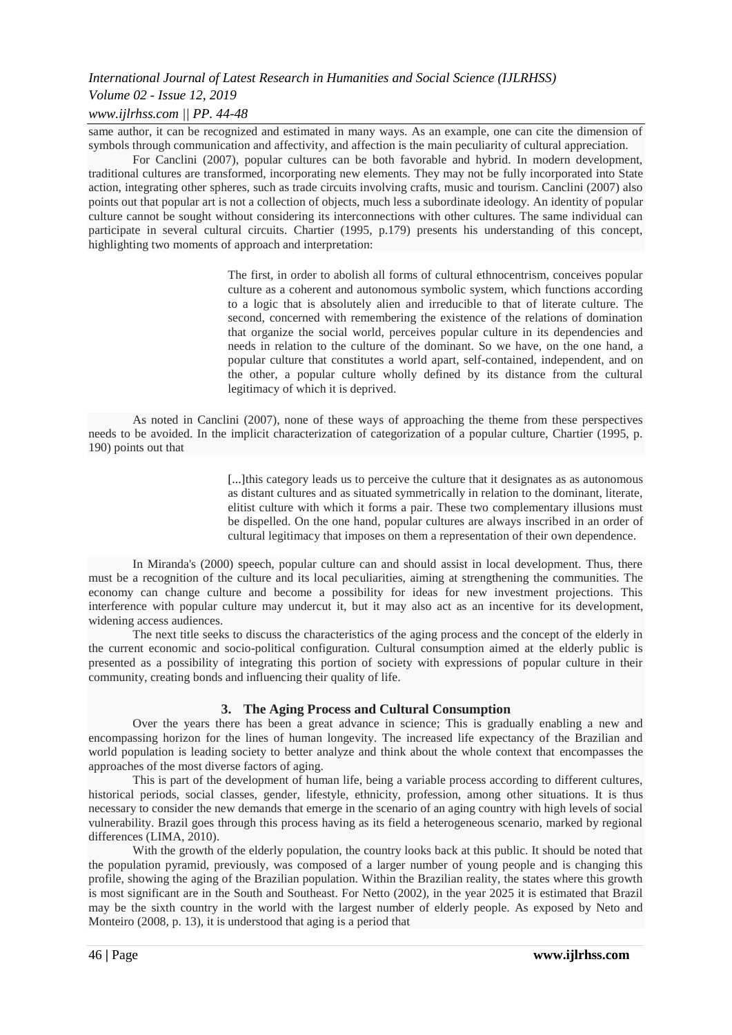same author, it can be recognized and estimated in many ways. As an example, one can cite the dimension of symbols through communication and affectivity, and affection is the main peculiarity of cultural appreciation.

For Canclini (2007), popular cultures can be both favorable and hybrid. In modern development, traditional cultures are transformed, incorporating new elements. They may not be fully incorporated into State action, integrating other spheres, such as trade circuits involving crafts, music and tourism. Canclini (2007) also points out that popular art is not a collection of objects, much less a subordinate ideology. An identity of popular culture cannot be sought without considering its interconnections with other cultures. The same individual can participate in several cultural circuits. Chartier (1995, p.179) presents his understanding of this concept, highlighting two moments of approach and interpretation:

> The first, in order to abolish all forms of cultural ethnocentrism, conceives popular culture as a coherent and autonomous symbolic system, which functions according to a logic that is absolutely alien and irreducible to that of literate culture. The second, concerned with remembering the existence of the relations of domination that organize the social world, perceives popular culture in its dependencies and needs in relation to the culture of the dominant. So we have, on the one hand, a popular culture that constitutes a world apart, self-contained, independent, and on the other, a popular culture wholly defined by its distance from the cultural legitimacy of which it is deprived.

As noted in Canclini (2007), none of these ways of approaching the theme from these perspectives needs to be avoided. In the implicit characterization of categorization of a popular culture, Chartier (1995, p. 190) points out that

> [...]this category leads us to perceive the culture that it designates as as autonomous as distant cultures and as situated symmetrically in relation to the dominant, literate, elitist culture with which it forms a pair. These two complementary illusions must be dispelled. On the one hand, popular cultures are always inscribed in an order of cultural legitimacy that imposes on them a representation of their own dependence.

In Miranda's (2000) speech, popular culture can and should assist in local development. Thus, there must be a recognition of the culture and its local peculiarities, aiming at strengthening the communities. The economy can change culture and become a possibility for ideas for new investment projections. This interference with popular culture may undercut it, but it may also act as an incentive for its development, widening access audiences.

The next title seeks to discuss the characteristics of the aging process and the concept of the elderly in the current economic and socio-political configuration. Cultural consumption aimed at the elderly public is presented as a possibility of integrating this portion of society with expressions of popular culture in their community, creating bonds and influencing their quality of life.

## 3. The Aging Process and Cultural Consumption

Over the years there has been a great advance in science; This is gradually enabling a new and encompassing horizon for the lines of human longevity. The increased life expectancy of the Brazilian and world population is leading society to better analyze and think about the whole context that encompasses the approaches of the most diverse factors of aging.

This is part of the development of human life, being a variable process according to different cultures, historical periods, social classes, gender, lifestyle, ethnicity, profession, among other situations. It is thus necessary to consider the new demands that emerge in the scenario of an aging country with high levels of social vulnerability. Brazil goes through this process having as its field a heterogeneous scenario, marked by regional differences (LIMA, 2010).

With the growth of the elderly population, the country looks back at this public. It should be noted that the population pyramid, previously, was composed of a larger number of young people and is changing this profile, showing the aging of the Brazilian population. Within the Brazilian reality, the states where this growth is most significant are in the South and Southeast. For Netto (2002), in the year 2025 it is estimated that Brazil may be the sixth country in the world with the largest number of elderly people. As exposed by Neto and Monteiro (2008, p. 13), it is understood that aging is a period that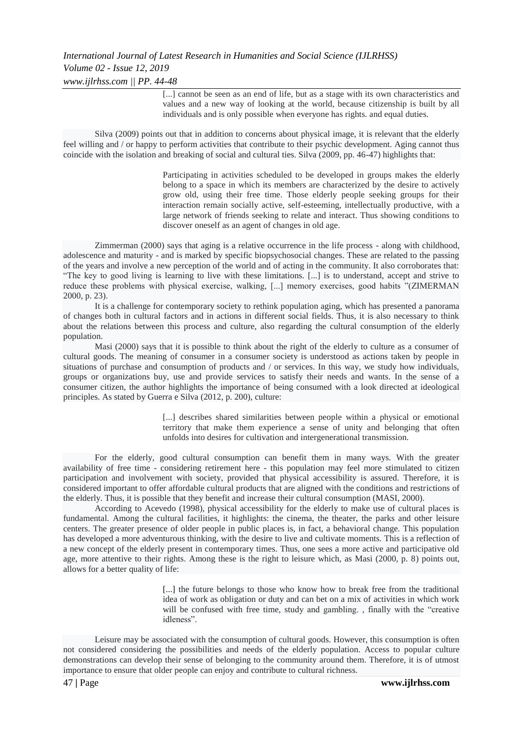> [...] cannot be seen as an end of life, but as a stage with its own characteristics and values and a new way of looking at the world, because citizenship is built by all individuals and is only possible when everyone has rights. and equal duties.

Silva (2009) points out that in addition to concerns about physical image, it is relevant that the elderly feel willing and / or happy to perform activities that contribute to their psychic development. Aging cannot thus coincide with the isolation and breaking of social and cultural ties. Silva (2009, pp. 46-47) highlights that:

> Participating in activities scheduled to be developed in groups makes the elderly belong to a space in which its members are characterized by the desire to actively grow old, using their free time. Those elderly people seeking groups for their interaction remain socially active, self-esteeming, intellectually productive, with a large network of friends seeking to relate and interact. Thus showing conditions to discover oneself as an agent of changes in old age.

Zimmerman (2000) says that aging is a relative occurrence in the life process - along with childhood, adolescence and maturity - and is marked by specific biopsychosocial changes. These are related to the passing of the years and involve a new perception of the world and of acting in the community. It also corroborates that: "The key to good living is learning to live with these limitations. [...] is to understand, accept and strive to reduce these problems with physical exercise, walking, [...] memory exercises, good habits "(ZIMERMAN 2000, p. 23).

It is a challenge for contemporary society to rethink population aging, which has presented a panorama of changes both in cultural factors and in actions in different social fields. Thus, it is also necessary to think about the relations between this process and culture, also regarding the cultural consumption of the elderly population.

Masi (2000) says that it is possible to think about the right of the elderly to culture as a consumer of cultural goods. The meaning of consumer in a consumer society is understood as actions taken by people in situations of purchase and consumption of products and / or services. In this way, we study how individuals, groups or organizations buy, use and provide services to satisfy their needs and wants. In the sense of a consumer citizen, the author highlights the importance of being consumed with a look directed at ideological principles. As stated by Guerra e Silva (2012, p. 200), culture:

> [...] describes shared similarities between people within a physical or emotional territory that make them experience a sense of unity and belonging that often unfolds into desires for cultivation and intergenerational transmission.

For the elderly, good cultural consumption can benefit them in many ways. With the greater availability of free time - considering retirement here - this population may feel more stimulated to citizen participation and involvement with society, provided that physical accessibility is assured. Therefore, it is considered important to offer affordable cultural products that are aligned with the conditions and restrictions of the elderly. Thus, it is possible that they benefit and increase their cultural consumption (MASI, 2000).

According to Acevedo (1998), physical accessibility for the elderly to make use of cultural places is fundamental. Among the cultural facilities, it highlights: the cinema, the theater, the parks and other leisure centers. The greater presence of older people in public places is, in fact, a behavioral change. This population has developed a more adventurous thinking, with the desire to live and cultivate moments. This is a reflection of a new concept of the elderly present in contemporary times. Thus, one sees a more active and participative old age, more attentive to their rights. Among these is the right to leisure which, as Masi (2000, p. 8) points out, allows for a better quality of life:

> [...] the future belongs to those who know how to break free from the traditional idea of work as obligation or duty and can bet on a mix of activities in which work will be confused with free time, study and gambling. , finally with the "creative idleness".

Leisure may be associated with the consumption of cultural goods. However, this consumption is often not considered considering the possibilities and needs of the elderly population. Access to popular culture demonstrations can develop their sense of belonging to the community around them. Therefore, it is of utmost importance to ensure that older people can enjoy and contribute to cultural richness.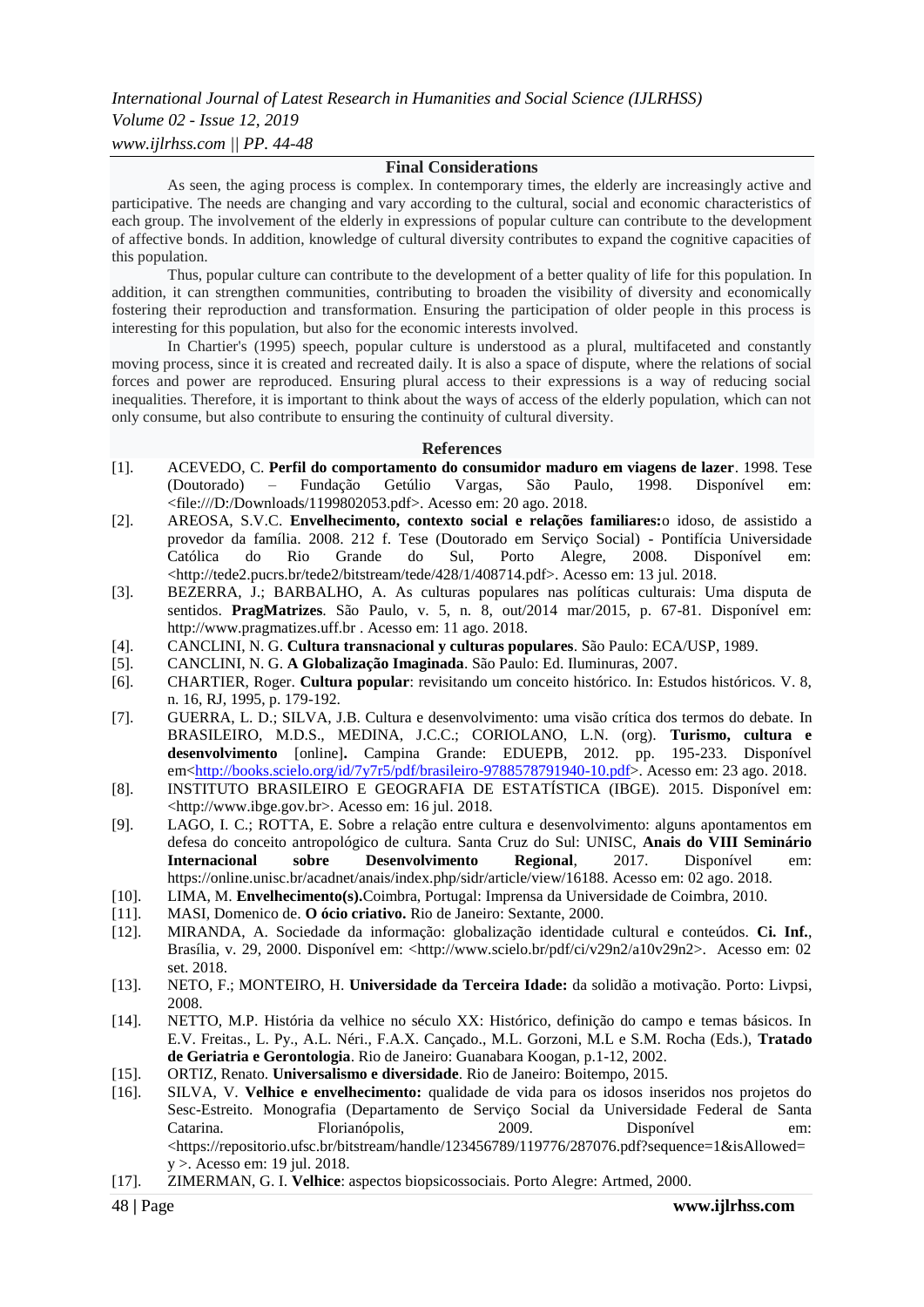## Final Considerations

As seen, the aging process is complex. In contemporary times, the elderly are increasingly active and participative. The needs are changing and vary according to the cultural, social and economic characteristics of each group. The involvement of the elderly in expressions of popular culture can contribute to the development of affective bonds. In addition, knowledge of cultural diversity contributes to expand the cognitive capacities of this population.

Thus, popular culture can contribute to the development of a better quality of life for this population. In addition, it can strengthen communities, contributing to broaden the visibility of diversity and economically fostering their reproduction and transformation. Ensuring the participation of older people in this process is interesting for this population, but also for the economic interests involved.

In Chartier's (1995) speech, popular culture is understood as a plural, multifaceted and constantly moving process, since it is created and recreated daily. It is also a space of dispute, where the relations of social forces and power are reproduced. Ensuring plural access to their expressions is a way of reducing social inequalities. Therefore, it is important to think about the ways of access of the elderly population, which can not only consume, but also contribute to ensuring the continuity of cultural diversity.

## References

[1]. ACEVEDO, C. **Perfil do comportamento do consumidor maduro em viagens de lazer**. 1998. Tese (Doutorado) – Fundação Getúlio Vargas, São Paulo, 1998. Disponível em: <file:///D:/Downloads/1199802053.pdf>. Acesso em: 20 ago. 2018.

[2]. AREOSA, S.V.C. **Envelhecimento, contexto social e relações familiares:** o idoso, de assistido a provedor da família. 2008. 212 f. Tese (Doutorado em Serviço Social) - Pontifícia Universidade Católica do Rio Grande do Sul, Porto Alegre, 2008. Disponível em: <http://tede2.pucrs.br/tede2/bitstream/tede/428/1/408714.pdf>. Acesso em: 13 jul. 2018.

[3]. BEZERRA, J.; BARBALHO, A. As culturas populares nas políticas culturais: Uma disputa de sentidos. **PragMatrizes**. São Paulo, v. 5, n. 8, out/2014 mar/2015, p. 67-81. Disponível em: http://www.pragmatizes.uff.br . Acesso em: 11 ago. 2018.

[4]. CANCLINI, N. G. **Cultura transnacional y culturas populares**. São Paulo: ECA/USP, 1989.

[5]. CANCLINI, N. G. **A Globalização Imaginada**. São Paulo: Ed. Iluminuras, 2007.

[6]. CHARTIER, Roger. **Cultura popular**: revisitando um conceito histórico. In: Estudos históricos. V. 8, n. 16, RJ, 1995, p. 179-192.

[7]. GUERRA, L. D.; SILVA, J.B. Cultura e desenvolvimento: uma visão crítica dos termos do debate. In BRASILEIRO, M.D.S., MEDINA, J.C.C.; CORIOLANO, L.N. (org). **Turismo, cultura e desenvolvimento** [online]**.** Campina Grande: EDUEPB, 2012. pp. 195-233. Disponível em<http://books.scielo.org/id/7y7r5/pdf/brasileiro-9788578791940-10.pdf>. Acesso em: 23 ago. 2018.

[8]. INSTITUTO BRASILEIRO E GEOGRAFIA DE ESTATÍSTICA (IBGE). 2015. Disponível em: <http://www.ibge.gov.br>. Acesso em: 16 jul. 2018.

[9]. LAGO, I. C.; ROTTA, E. Sobre a relação entre cultura e desenvolvimento: alguns apontamentos em defesa do conceito antropológico de cultura. Santa Cruz do Sul: UNISC, **Anais do VIII Seminário Internacional sobre Desenvolvimento Regional**, 2017. Disponível em: https://online.unisc.br/acadnet/anais/index.php/sidr/article/view/16188. Acesso em: 02 ago. 2018.

[10]. LIMA, M. **Envelhecimento(s).**Coimbra, Portugal: Imprensa da Universidade de Coimbra, 2010.

[11]. MASI, Domenico de. **O ócio criativo.** Rio de Janeiro: Sextante, 2000.

[12]. MIRANDA, A. Sociedade da informação: globalização identidade cultural e conteúdos. **Ci. Inf.**, Brasília, v. 29, 2000. Disponível em: <http://www.scielo.br/pdf/ci/v29n2/a10v29n2>. Acesso em: 02 set. 2018.

[13]. NETO, F.; MONTEIRO, H. **Universidade da Terceira Idade:** da solidão a motivação. Porto: Livpsi, 2008.

[14]. NETTO, M.P. História da velhice no século XX: Histórico, definição do campo e temas básicos. In E.V. Freitas., L. Py., A.L. Néri., F.A.X. Cançado., M.L. Gorzoni, M.L e S.M. Rocha (Eds.), **Tratado de Geriatria e Gerontologia**. Rio de Janeiro: Guanabara Koogan, p.1-12, 2002.

[15]. ORTIZ, Renato. **Universalismo e diversidade**. Rio de Janeiro: Boitempo, 2015.

[16]. SILVA, V. **Velhice e envelhecimento:** qualidade de vida para os idosos inseridos nos projetos do Sesc-Estreito. Monografia (Departamento de Serviço Social da Universidade Federal de Santa Catarina. Florianópolis, 2009. Disponível em: <https://repositorio.ufsc.br/bitstream/handle/123456789/119776/287076.pdf?sequence=1&isAllowed=y >. Acesso em: 19 jul. 2018.

[17]. ZIMERMAN, G. I. **Velhice**: aspectos biopsicossociais. Porto Alegre: Artmed, 2000.